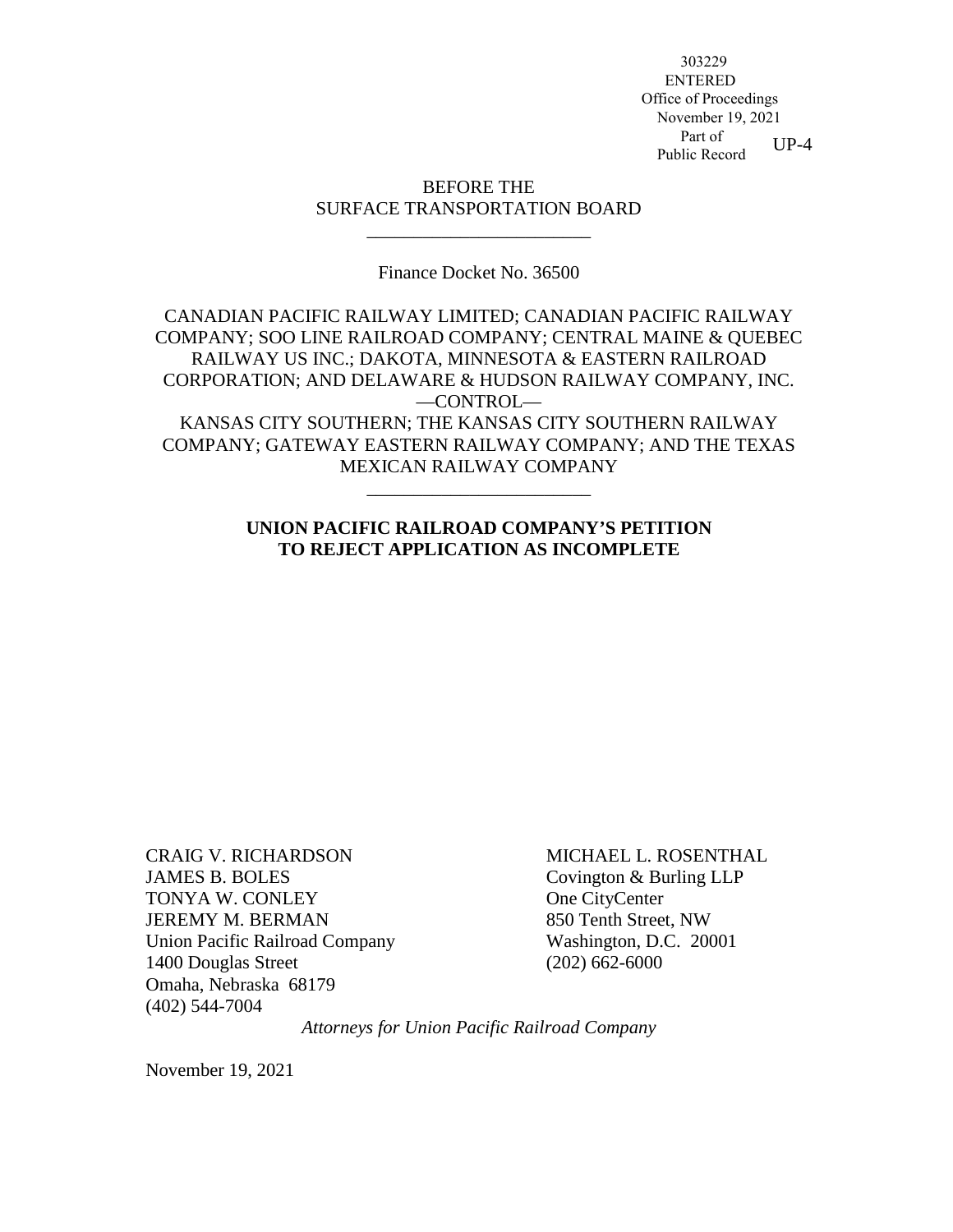303229
ENTERED
Office of Proceedings
November 19, 2021
Part of
Public Record

UP-4

BEFORE THE
SURFACE TRANSPORTATION BOARD

---

Finance Docket No. 36500

CANADIAN PACIFIC RAILWAY LIMITED; CANADIAN PACIFIC RAILWAY COMPANY; SOO LINE RAILROAD COMPANY; CENTRAL MAINE & QUEBEC RAILWAY US INC.; DAKOTA, MINNESOTA & EASTERN RAILROAD CORPORATION; AND DELAWARE & HUDSON RAILWAY COMPANY, INC.
—CONTROL—
KANSAS CITY SOUTHERN; THE KANSAS CITY SOUTHERN RAILWAY COMPANY; GATEWAY EASTERN RAILWAY COMPANY; AND THE TEXAS MEXICAN RAILWAY COMPANY

---

**UNION PACIFIC RAILROAD COMPANY'S PETITION TO REJECT APPLICATION AS INCOMPLETE**

CRAIG V. RICHARDSON
JAMES B. BOLES
TONYA W. CONLEY
JEREMY M. BERMAN
Union Pacific Railroad Company
1400 Douglas Street
Omaha, Nebraska 68179
(402) 544-7004

MICHAEL L. ROSENTHAL
Covington & Burling LLP
One CityCenter
850 Tenth Street, NW
Washington, D.C. 20001
(202) 662-6000

*Attorneys for Union Pacific Railroad Company*

November 19, 2021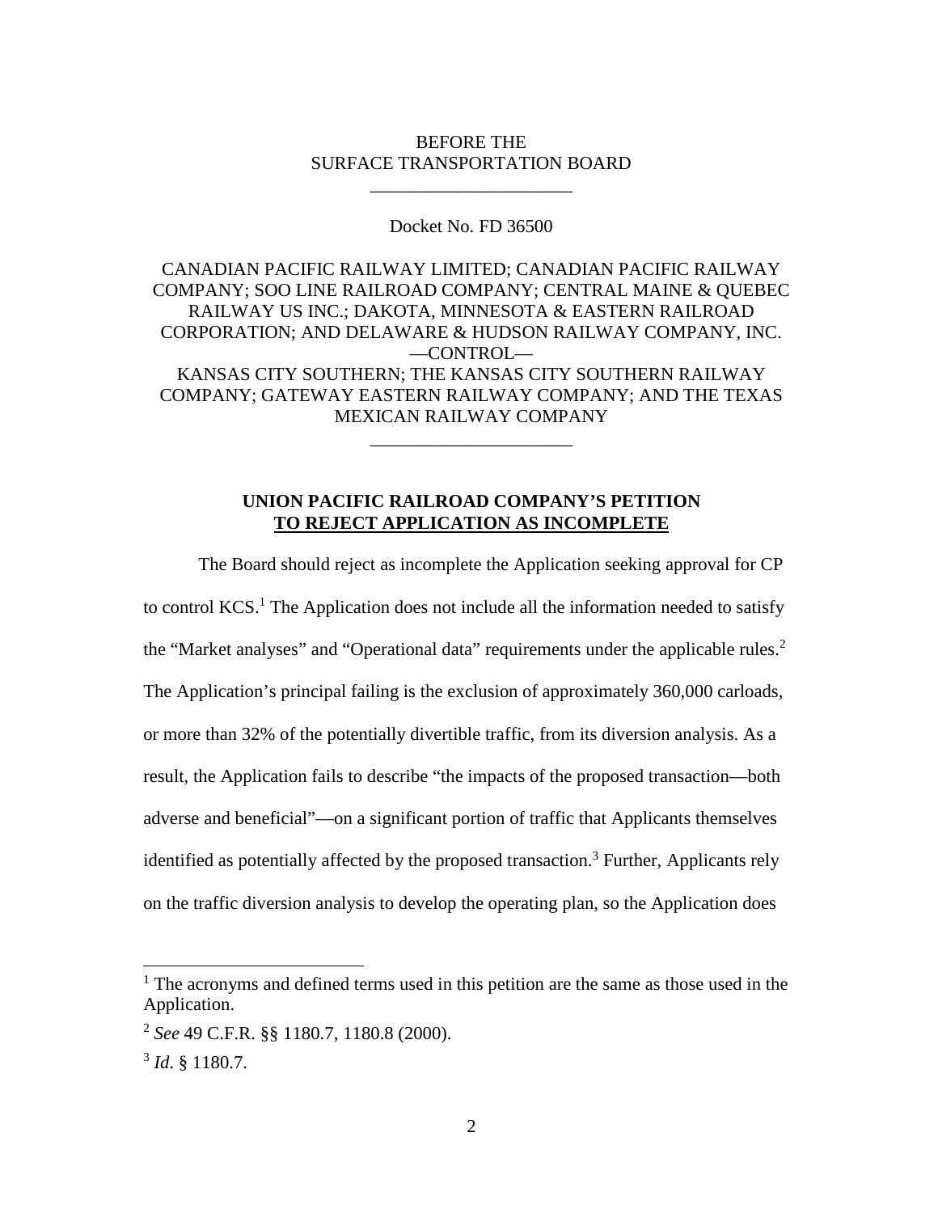BEFORE THE
SURFACE TRANSPORTATION BOARD

---

Docket No. FD 36500

CANADIAN PACIFIC RAILWAY LIMITED; CANADIAN PACIFIC RAILWAY COMPANY; SOO LINE RAILROAD COMPANY; CENTRAL MAINE & QUEBEC RAILWAY US INC.; DAKOTA, MINNESOTA & EASTERN RAILROAD CORPORATION; AND DELAWARE & HUDSON RAILWAY COMPANY, INC.
—CONTROL—
KANSAS CITY SOUTHERN; THE KANSAS CITY SOUTHERN RAILWAY COMPANY; GATEWAY EASTERN RAILWAY COMPANY; AND THE TEXAS MEXICAN RAILWAY COMPANY

---

**UNION PACIFIC RAILROAD COMPANY'S PETITION**
**TO REJECT APPLICATION AS INCOMPLETE**

The Board should reject as incomplete the Application seeking approval for CP to control KCS.[1] The Application does not include all the information needed to satisfy the "Market analyses" and "Operational data" requirements under the applicable rules.[2] The Application's principal failing is the exclusion of approximately 360,000 carloads, or more than 32% of the potentially divertible traffic, from its diversion analysis. As a result, the Application fails to describe "the impacts of the proposed transaction—both adverse and beneficial"—on a significant portion of traffic that Applicants themselves identified as potentially affected by the proposed transaction.[3] Further, Applicants rely on the traffic diversion analysis to develop the operating plan, so the Application does

---

[1] The acronyms and defined terms used in this petition are the same as those used in the Application.

[2] *See* 49 C.F.R. §§ 1180.7, 1180.8 (2000).

[3] *Id*. § 1180.7.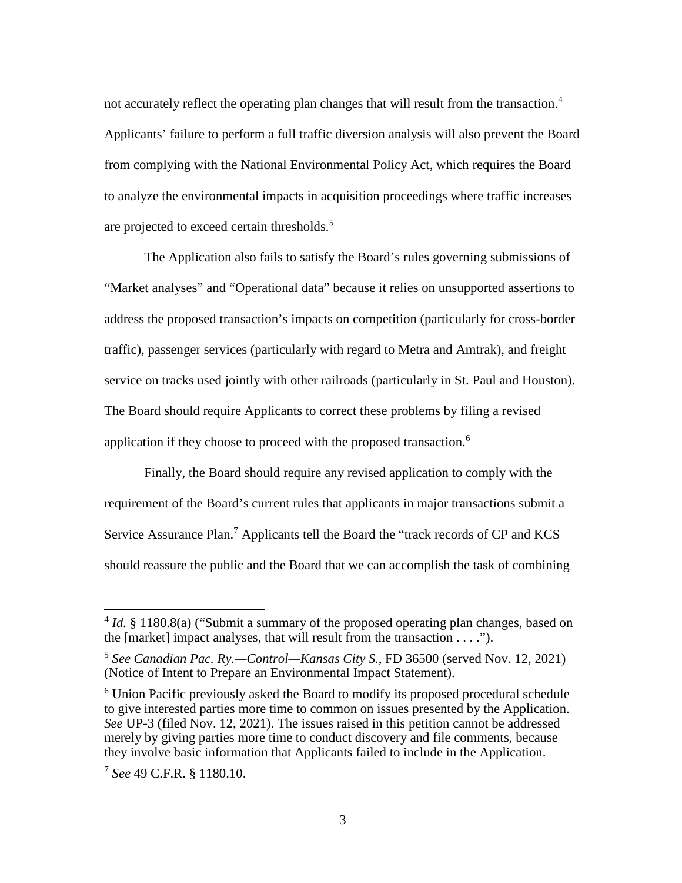not accurately reflect the operating plan changes that will result from the transaction.[4] Applicants' failure to perform a full traffic diversion analysis will also prevent the Board from complying with the National Environmental Policy Act, which requires the Board to analyze the environmental impacts in acquisition proceedings where traffic increases are projected to exceed certain thresholds.[5]

The Application also fails to satisfy the Board's rules governing submissions of "Market analyses" and "Operational data" because it relies on unsupported assertions to address the proposed transaction's impacts on competition (particularly for cross-border traffic), passenger services (particularly with regard to Metra and Amtrak), and freight service on tracks used jointly with other railroads (particularly in St. Paul and Houston). The Board should require Applicants to correct these problems by filing a revised application if they choose to proceed with the proposed transaction.[6]

Finally, the Board should require any revised application to comply with the requirement of the Board's current rules that applicants in major transactions submit a Service Assurance Plan.[7] Applicants tell the Board the "track records of CP and KCS should reassure the public and the Board that we can accomplish the task of combining

---

[4] *Id.* § 1180.8(a) ("Submit a summary of the proposed operating plan changes, based on the [market] impact analyses, that will result from the transaction . . . .").

[5] *See Canadian Pac. Ry.—Control—Kansas City S.*, FD 36500 (served Nov. 12, 2021) (Notice of Intent to Prepare an Environmental Impact Statement).

[6] Union Pacific previously asked the Board to modify its proposed procedural schedule to give interested parties more time to common on issues presented by the Application. *See* UP-3 (filed Nov. 12, 2021). The issues raised in this petition cannot be addressed merely by giving parties more time to conduct discovery and file comments, because they involve basic information that Applicants failed to include in the Application.

[7] *See* 49 C.F.R. § 1180.10.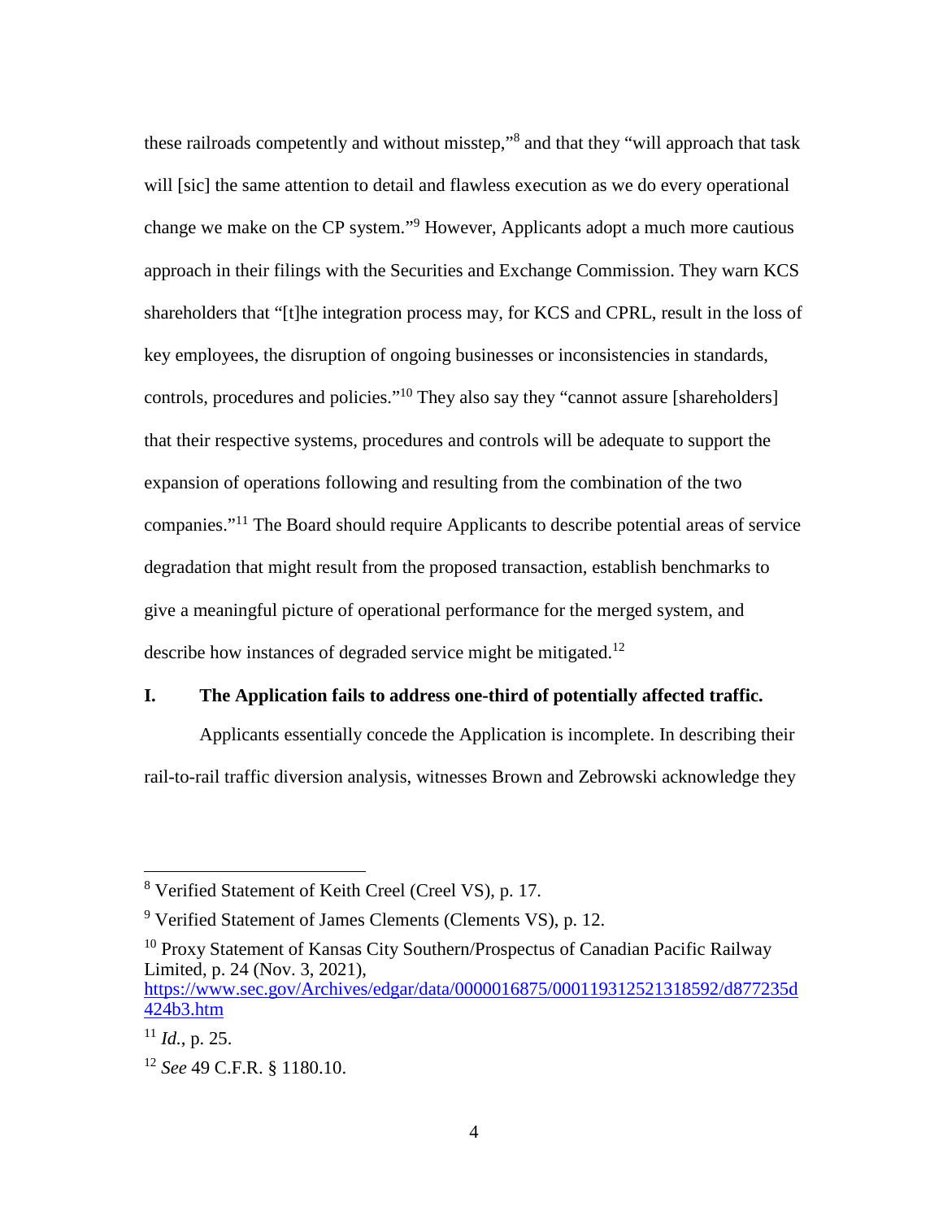these railroads competently and without misstep,"[8] and that they "will approach that task will [sic] the same attention to detail and flawless execution as we do every operational change we make on the CP system."[9] However, Applicants adopt a much more cautious approach in their filings with the Securities and Exchange Commission. They warn KCS shareholders that "[t]he integration process may, for KCS and CPRL, result in the loss of key employees, the disruption of ongoing businesses or inconsistencies in standards, controls, procedures and policies."[10] They also say they "cannot assure [shareholders] that their respective systems, procedures and controls will be adequate to support the expansion of operations following and resulting from the combination of the two companies."[11] The Board should require Applicants to describe potential areas of service degradation that might result from the proposed transaction, establish benchmarks to give a meaningful picture of operational performance for the merged system, and describe how instances of degraded service might be mitigated.[12]

## I. The Application fails to address one-third of potentially affected traffic.

Applicants essentially concede the Application is incomplete. In describing their rail-to-rail traffic diversion analysis, witnesses Brown and Zebrowski acknowledge they

---

[8] Verified Statement of Keith Creel (Creel VS), p. 17.

[9] Verified Statement of James Clements (Clements VS), p. 12.

[10] Proxy Statement of Kansas City Southern/Prospectus of Canadian Pacific Railway Limited, p. 24 (Nov. 3, 2021), https://www.sec.gov/Archives/edgar/data/0000016875/000119312521318592/d877235d424b3.htm

[11] *Id.*, p. 25.

[12] *See* 49 C.F.R. § 1180.10.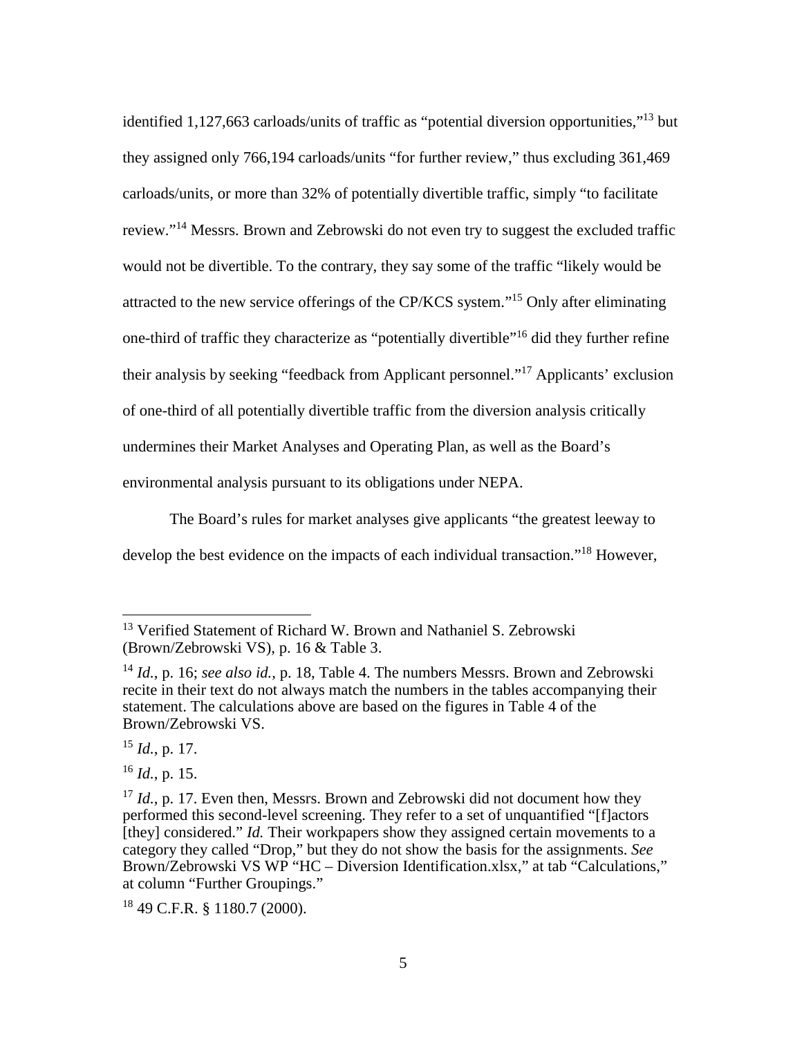identified 1,127,663 carloads/units of traffic as "potential diversion opportunities,"[13] but they assigned only 766,194 carloads/units "for further review," thus excluding 361,469 carloads/units, or more than 32% of potentially divertible traffic, simply "to facilitate review."[14] Messrs. Brown and Zebrowski do not even try to suggest the excluded traffic would not be divertible. To the contrary, they say some of the traffic "likely would be attracted to the new service offerings of the CP/KCS system."[15] Only after eliminating one-third of traffic they characterize as "potentially divertible"[16] did they further refine their analysis by seeking "feedback from Applicant personnel."[17] Applicants' exclusion of one-third of all potentially divertible traffic from the diversion analysis critically undermines their Market Analyses and Operating Plan, as well as the Board's environmental analysis pursuant to its obligations under NEPA.

The Board's rules for market analyses give applicants "the greatest leeway to develop the best evidence on the impacts of each individual transaction."[18] However,

---

[13] Verified Statement of Richard W. Brown and Nathaniel S. Zebrowski (Brown/Zebrowski VS), p. 16 & Table 3.

[14] *Id.*, p. 16; *see also id.*, p. 18, Table 4. The numbers Messrs. Brown and Zebrowski recite in their text do not always match the numbers in the tables accompanying their statement. The calculations above are based on the figures in Table 4 of the Brown/Zebrowski VS.

[15] *Id.*, p. 17.

[16] *Id.*, p. 15.

[17] *Id.*, p. 17. Even then, Messrs. Brown and Zebrowski did not document how they performed this second-level screening. They refer to a set of unquantified "[f]actors [they] considered." *Id.* Their workpapers show they assigned certain movements to a category they called "Drop," but they do not show the basis for the assignments. *See* Brown/Zebrowski VS WP "HC – Diversion Identification.xlsx," at tab "Calculations," at column "Further Groupings."

[18] 49 C.F.R. § 1180.7 (2000).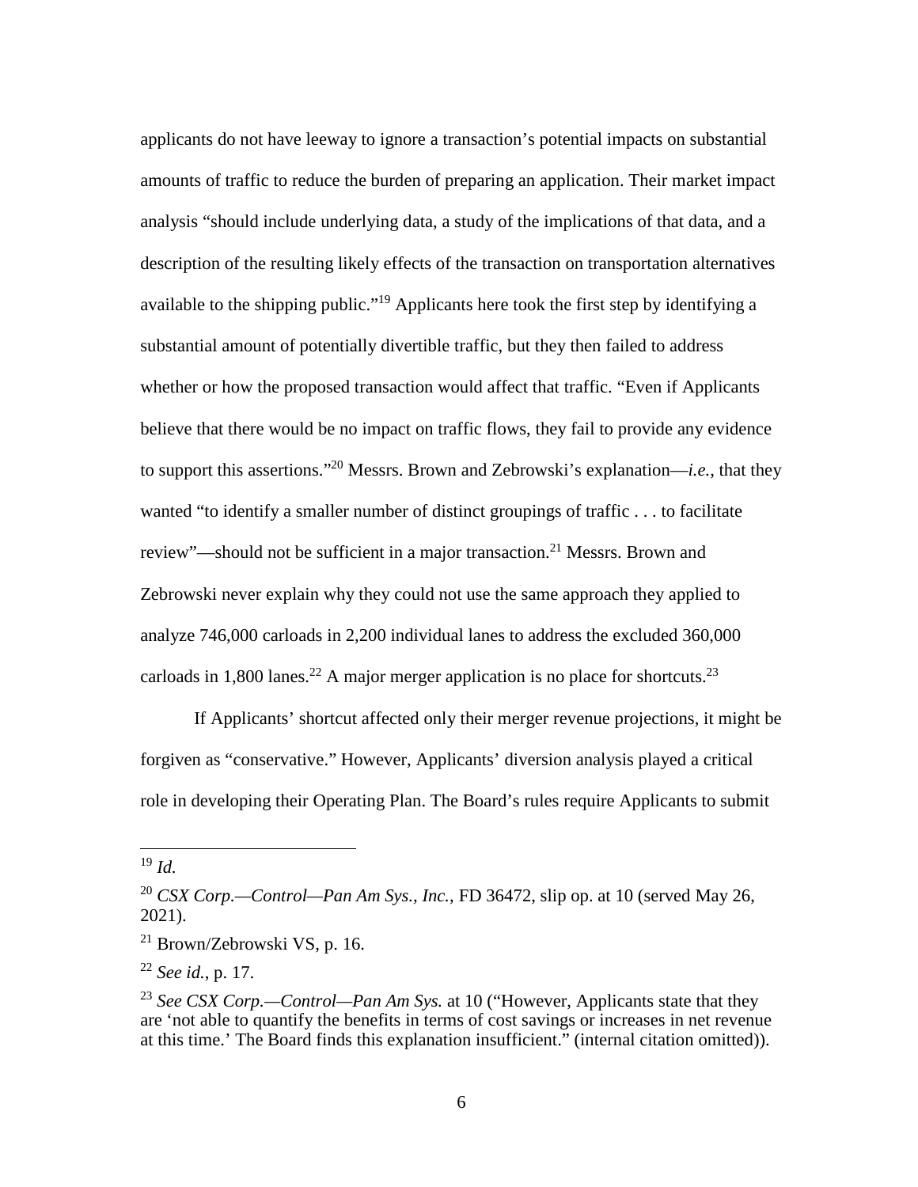applicants do not have leeway to ignore a transaction's potential impacts on substantial amounts of traffic to reduce the burden of preparing an application. Their market impact analysis "should include underlying data, a study of the implications of that data, and a description of the resulting likely effects of the transaction on transportation alternatives available to the shipping public."[19] Applicants here took the first step by identifying a substantial amount of potentially divertible traffic, but they then failed to address whether or how the proposed transaction would affect that traffic. "Even if Applicants believe that there would be no impact on traffic flows, they fail to provide any evidence to support this assertions."[20] Messrs. Brown and Zebrowski's explanation—*i.e.*, that they wanted "to identify a smaller number of distinct groupings of traffic . . . to facilitate review"—should not be sufficient in a major transaction.[21] Messrs. Brown and Zebrowski never explain why they could not use the same approach they applied to analyze 746,000 carloads in 2,200 individual lanes to address the excluded 360,000 carloads in 1,800 lanes.[22] A major merger application is no place for shortcuts.[23]

If Applicants' shortcut affected only their merger revenue projections, it might be forgiven as "conservative." However, Applicants' diversion analysis played a critical role in developing their Operating Plan. The Board's rules require Applicants to submit

---

[19] *Id.*

[20] *CSX Corp.—Control—Pan Am Sys., Inc.*, FD 36472, slip op. at 10 (served May 26, 2021).

[21] Brown/Zebrowski VS, p. 16.

[22] *See id.*, p. 17.

[23] *See CSX Corp.—Control—Pan Am Sys.* at 10 ("However, Applicants state that they are 'not able to quantify the benefits in terms of cost savings or increases in net revenue at this time.' The Board finds this explanation insufficient." (internal citation omitted)).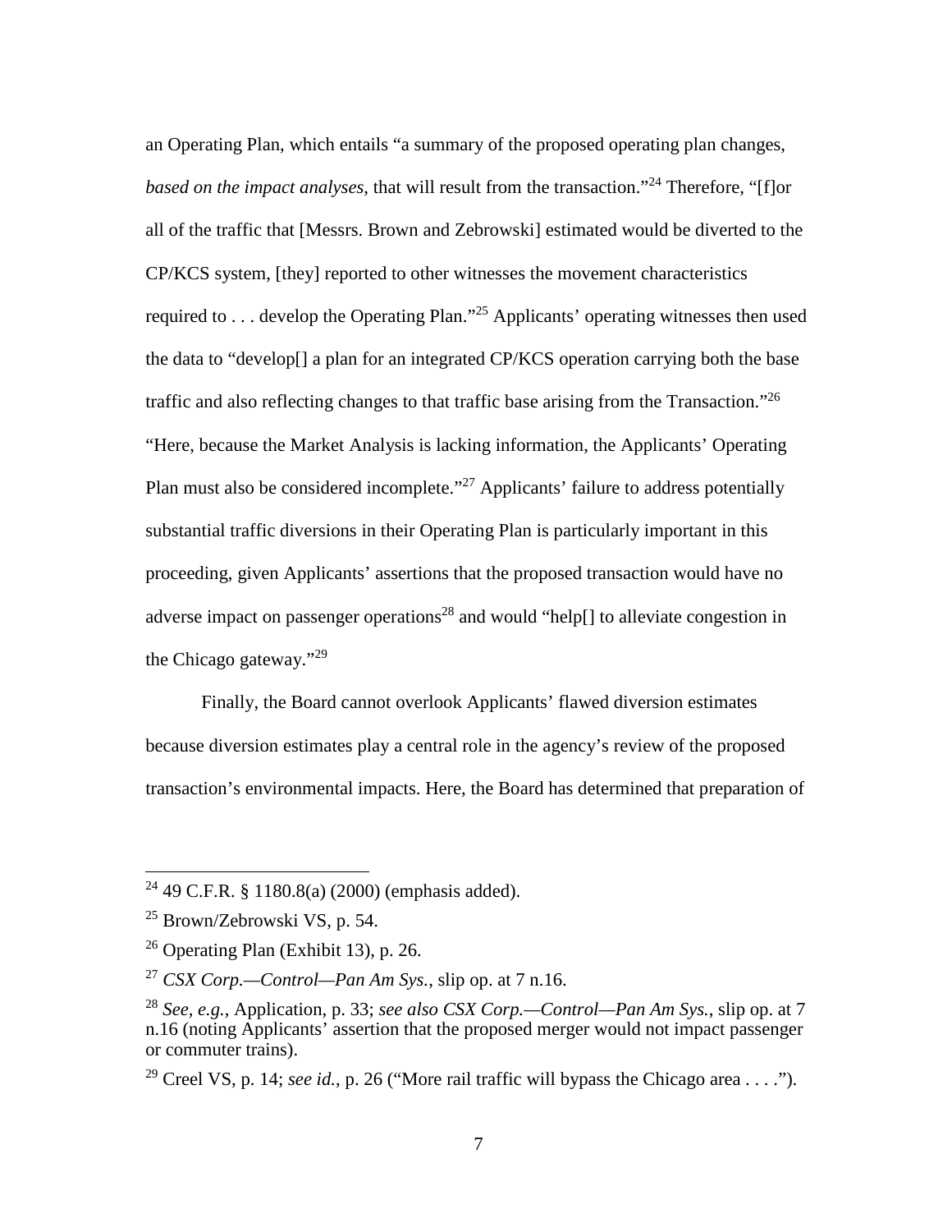an Operating Plan, which entails "a summary of the proposed operating plan changes, *based on the impact analyses*, that will result from the transaction."[24] Therefore, "[f]or all of the traffic that [Messrs. Brown and Zebrowski] estimated would be diverted to the CP/KCS system, [they] reported to other witnesses the movement characteristics required to . . . develop the Operating Plan."[25] Applicants' operating witnesses then used the data to "develop[] a plan for an integrated CP/KCS operation carrying both the base traffic and also reflecting changes to that traffic base arising from the Transaction."[26] "Here, because the Market Analysis is lacking information, the Applicants' Operating Plan must also be considered incomplete."[27] Applicants' failure to address potentially substantial traffic diversions in their Operating Plan is particularly important in this proceeding, given Applicants' assertions that the proposed transaction would have no adverse impact on passenger operations[28] and would "help[] to alleviate congestion in the Chicago gateway."[29]

Finally, the Board cannot overlook Applicants' flawed diversion estimates because diversion estimates play a central role in the agency's review of the proposed transaction's environmental impacts. Here, the Board has determined that preparation of

---

[24] 49 C.F.R. § 1180.8(a) (2000) (emphasis added).

[25] Brown/Zebrowski VS, p. 54.

[26] Operating Plan (Exhibit 13), p. 26.

[27] *CSX Corp.—Control—Pan Am Sys.*, slip op. at 7 n.16.

[28] *See, e.g.*, Application, p. 33; *see also CSX Corp.—Control—Pan Am Sys.*, slip op. at 7 n.16 (noting Applicants' assertion that the proposed merger would not impact passenger or commuter trains).

[29] Creel VS, p. 14; *see id.*, p. 26 ("More rail traffic will bypass the Chicago area . . . .").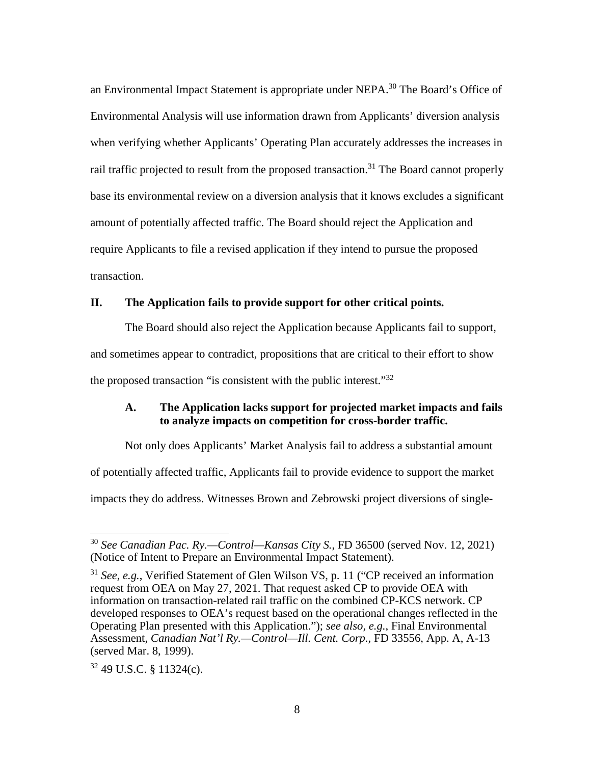an Environmental Impact Statement is appropriate under NEPA.[30] The Board's Office of Environmental Analysis will use information drawn from Applicants' diversion analysis when verifying whether Applicants' Operating Plan accurately addresses the increases in rail traffic projected to result from the proposed transaction.[31] The Board cannot properly base its environmental review on a diversion analysis that it knows excludes a significant amount of potentially affected traffic. The Board should reject the Application and require Applicants to file a revised application if they intend to pursue the proposed transaction.

## II. The Application fails to provide support for other critical points.

The Board should also reject the Application because Applicants fail to support, and sometimes appear to contradict, propositions that are critical to their effort to show the proposed transaction "is consistent with the public interest."[32]

### A. The Application lacks support for projected market impacts and fails to analyze impacts on competition for cross-border traffic.

Not only does Applicants' Market Analysis fail to address a substantial amount of potentially affected traffic, Applicants fail to provide evidence to support the market impacts they do address. Witnesses Brown and Zebrowski project diversions of single-

---

[30] *See Canadian Pac. Ry.—Control—Kansas City S.*, FD 36500 (served Nov. 12, 2021) (Notice of Intent to Prepare an Environmental Impact Statement).

[31] *See, e.g.*, Verified Statement of Glen Wilson VS, p. 11 ("CP received an information request from OEA on May 27, 2021. That request asked CP to provide OEA with information on transaction-related rail traffic on the combined CP-KCS network. CP developed responses to OEA's request based on the operational changes reflected in the Operating Plan presented with this Application."); *see also, e.g.*, Final Environmental Assessment, *Canadian Nat'l Ry.—Control—Ill. Cent. Corp.*, FD 33556, App. A, A-13 (served Mar. 8, 1999).

[32] 49 U.S.C. § 11324(c).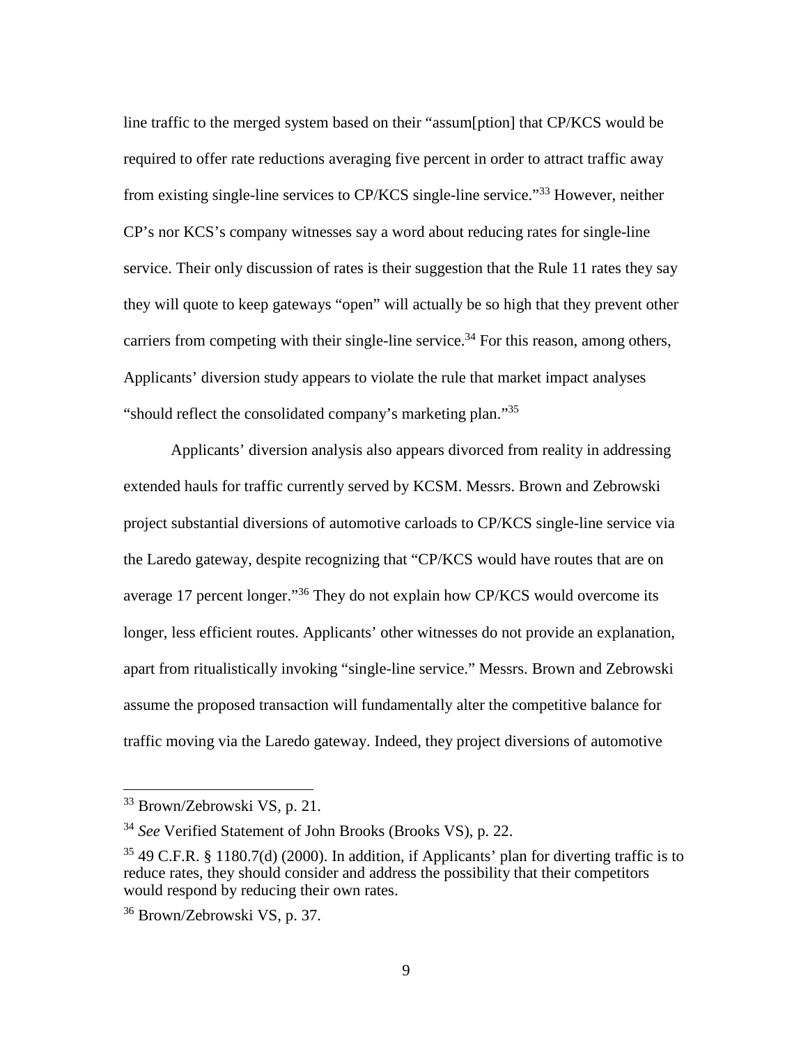line traffic to the merged system based on their "assum[ption] that CP/KCS would be required to offer rate reductions averaging five percent in order to attract traffic away from existing single-line services to CP/KCS single-line service."[33] However, neither CP's nor KCS's company witnesses say a word about reducing rates for single-line service. Their only discussion of rates is their suggestion that the Rule 11 rates they say they will quote to keep gateways "open" will actually be so high that they prevent other carriers from competing with their single-line service.[34] For this reason, among others, Applicants' diversion study appears to violate the rule that market impact analyses "should reflect the consolidated company's marketing plan."[35]

Applicants' diversion analysis also appears divorced from reality in addressing extended hauls for traffic currently served by KCSM. Messrs. Brown and Zebrowski project substantial diversions of automotive carloads to CP/KCS single-line service via the Laredo gateway, despite recognizing that "CP/KCS would have routes that are on average 17 percent longer."[36] They do not explain how CP/KCS would overcome its longer, less efficient routes. Applicants' other witnesses do not provide an explanation, apart from ritualistically invoking "single-line service." Messrs. Brown and Zebrowski assume the proposed transaction will fundamentally alter the competitive balance for traffic moving via the Laredo gateway. Indeed, they project diversions of automotive

---

[33] Brown/Zebrowski VS, p. 21.

[34] *See* Verified Statement of John Brooks (Brooks VS), p. 22.

[35] 49 C.F.R. § 1180.7(d) (2000). In addition, if Applicants' plan for diverting traffic is to reduce rates, they should consider and address the possibility that their competitors would respond by reducing their own rates.

[36] Brown/Zebrowski VS, p. 37.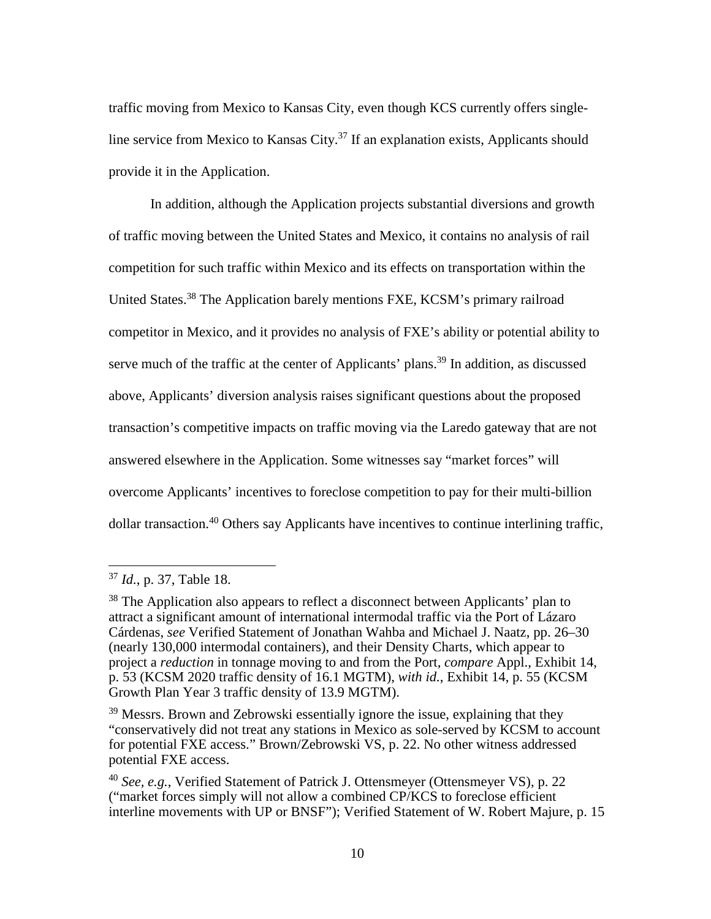traffic moving from Mexico to Kansas City, even though KCS currently offers single-line service from Mexico to Kansas City.[37] If an explanation exists, Applicants should provide it in the Application.

In addition, although the Application projects substantial diversions and growth of traffic moving between the United States and Mexico, it contains no analysis of rail competition for such traffic within Mexico and its effects on transportation within the United States.[38] The Application barely mentions FXE, KCSM's primary railroad competitor in Mexico, and it provides no analysis of FXE's ability or potential ability to serve much of the traffic at the center of Applicants' plans.[39] In addition, as discussed above, Applicants' diversion analysis raises significant questions about the proposed transaction's competitive impacts on traffic moving via the Laredo gateway that are not answered elsewhere in the Application. Some witnesses say "market forces" will overcome Applicants' incentives to foreclose competition to pay for their multi-billion dollar transaction.[40] Others say Applicants have incentives to continue interlining traffic,

---

[37] *Id.*, p. 37, Table 18.

[38] The Application also appears to reflect a disconnect between Applicants' plan to attract a significant amount of international intermodal traffic via the Port of Lázaro Cárdenas, *see* Verified Statement of Jonathan Wahba and Michael J. Naatz, pp. 26–30 (nearly 130,000 intermodal containers), and their Density Charts, which appear to project a *reduction* in tonnage moving to and from the Port, *compare* Appl., Exhibit 14, p. 53 (KCSM 2020 traffic density of 16.1 MGTM), *with id.*, Exhibit 14, p. 55 (KCSM Growth Plan Year 3 traffic density of 13.9 MGTM).

[39] Messrs. Brown and Zebrowski essentially ignore the issue, explaining that they "conservatively did not treat any stations in Mexico as sole-served by KCSM to account for potential FXE access." Brown/Zebrowski VS, p. 22. No other witness addressed potential FXE access.

[40] *See, e.g.*, Verified Statement of Patrick J. Ottensmeyer (Ottensmeyer VS), p. 22 ("market forces simply will not allow a combined CP/KCS to foreclose efficient interline movements with UP or BNSF"); Verified Statement of W. Robert Majure, p. 15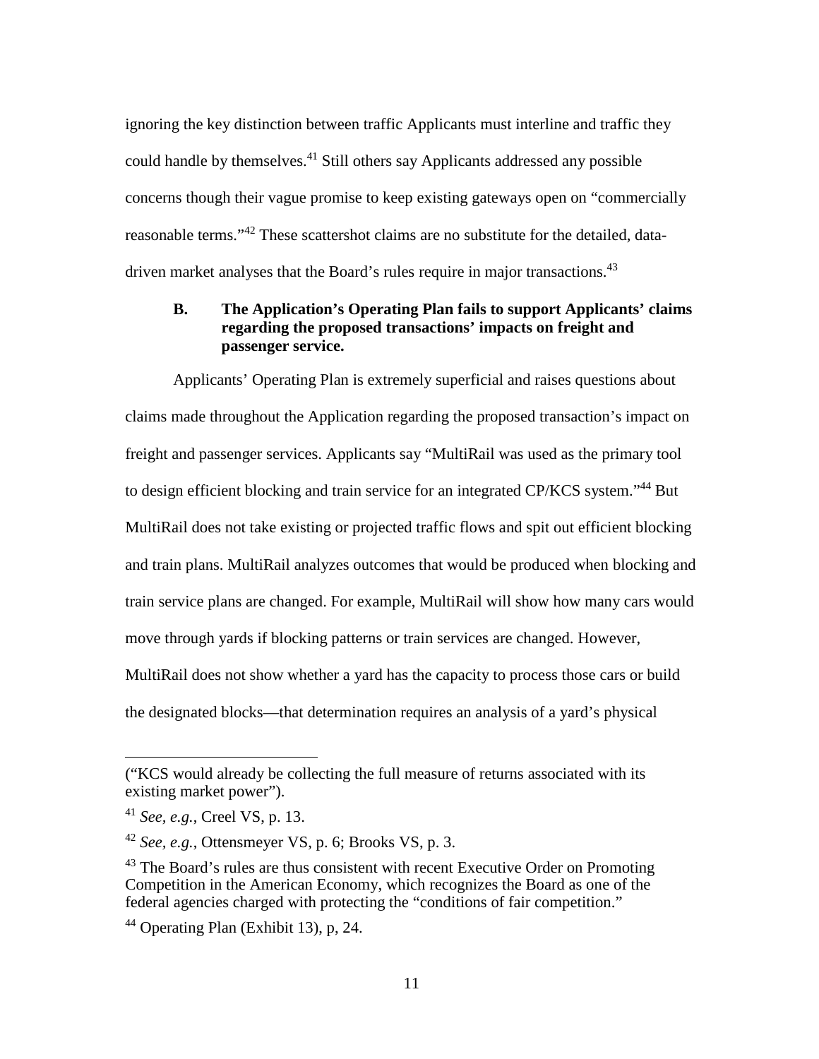ignoring the key distinction between traffic Applicants must interline and traffic they could handle by themselves.[41] Still others say Applicants addressed any possible concerns though their vague promise to keep existing gateways open on "commercially reasonable terms."[42] These scattershot claims are no substitute for the detailed, data-driven market analyses that the Board's rules require in major transactions.[43]

### B. The Application's Operating Plan fails to support Applicants' claims regarding the proposed transactions' impacts on freight and passenger service.

Applicants' Operating Plan is extremely superficial and raises questions about claims made throughout the Application regarding the proposed transaction's impact on freight and passenger services. Applicants say "MultiRail was used as the primary tool to design efficient blocking and train service for an integrated CP/KCS system."[44] But MultiRail does not take existing or projected traffic flows and spit out efficient blocking and train plans. MultiRail analyzes outcomes that would be produced when blocking and train service plans are changed. For example, MultiRail will show how many cars would move through yards if blocking patterns or train services are changed. However, MultiRail does not show whether a yard has the capacity to process those cars or build the designated blocks—that determination requires an analysis of a yard's physical

---

("KCS would already be collecting the full measure of returns associated with its existing market power").

[41] *See, e.g.*, Creel VS, p. 13.

[42] *See, e.g.*, Ottensmeyer VS, p. 6; Brooks VS, p. 3.

[43] The Board's rules are thus consistent with recent Executive Order on Promoting Competition in the American Economy, which recognizes the Board as one of the federal agencies charged with protecting the "conditions of fair competition."

[44] Operating Plan (Exhibit 13), p, 24.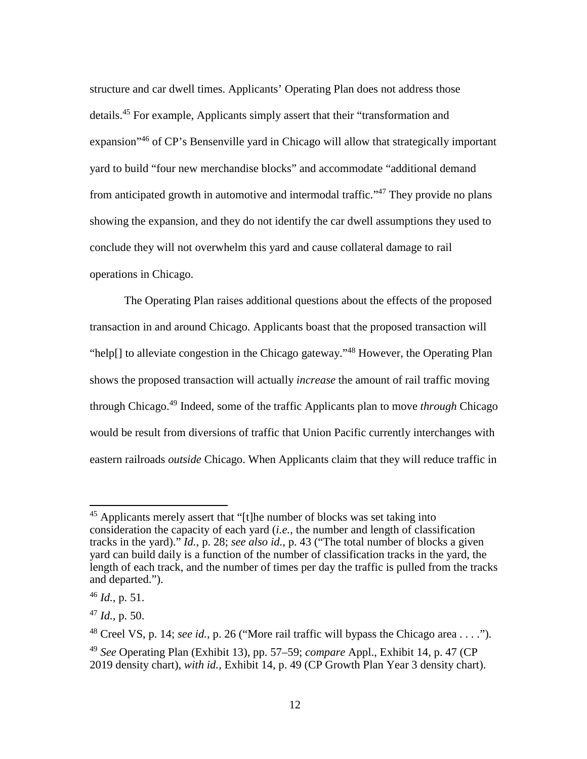structure and car dwell times. Applicants' Operating Plan does not address those details.[45] For example, Applicants simply assert that their "transformation and expansion"[46] of CP's Bensenville yard in Chicago will allow that strategically important yard to build "four new merchandise blocks" and accommodate "additional demand from anticipated growth in automotive and intermodal traffic."[47] They provide no plans showing the expansion, and they do not identify the car dwell assumptions they used to conclude they will not overwhelm this yard and cause collateral damage to rail operations in Chicago.

The Operating Plan raises additional questions about the effects of the proposed transaction in and around Chicago. Applicants boast that the proposed transaction will "help[] to alleviate congestion in the Chicago gateway."[48] However, the Operating Plan shows the proposed transaction will actually *increase* the amount of rail traffic moving through Chicago.[49] Indeed, some of the traffic Applicants plan to move *through* Chicago would be result from diversions of traffic that Union Pacific currently interchanges with eastern railroads *outside* Chicago. When Applicants claim that they will reduce traffic in

---

[45] Applicants merely assert that "[t]he number of blocks was set taking into consideration the capacity of each yard (*i.e.*, the number and length of classification tracks in the yard)." *Id.*, p. 28; *see also id.*, p. 43 ("The total number of blocks a given yard can build daily is a function of the number of classification tracks in the yard, the length of each track, and the number of times per day the traffic is pulled from the tracks and departed.").

[46] *Id.*, p. 51.

[47] *Id.*, p. 50.

[48] Creel VS, p. 14; *see id.*, p. 26 ("More rail traffic will bypass the Chicago area . . . .").

[49] *See* Operating Plan (Exhibit 13), pp. 57–59; *compare* Appl., Exhibit 14, p. 47 (CP 2019 density chart), *with id.*, Exhibit 14, p. 49 (CP Growth Plan Year 3 density chart).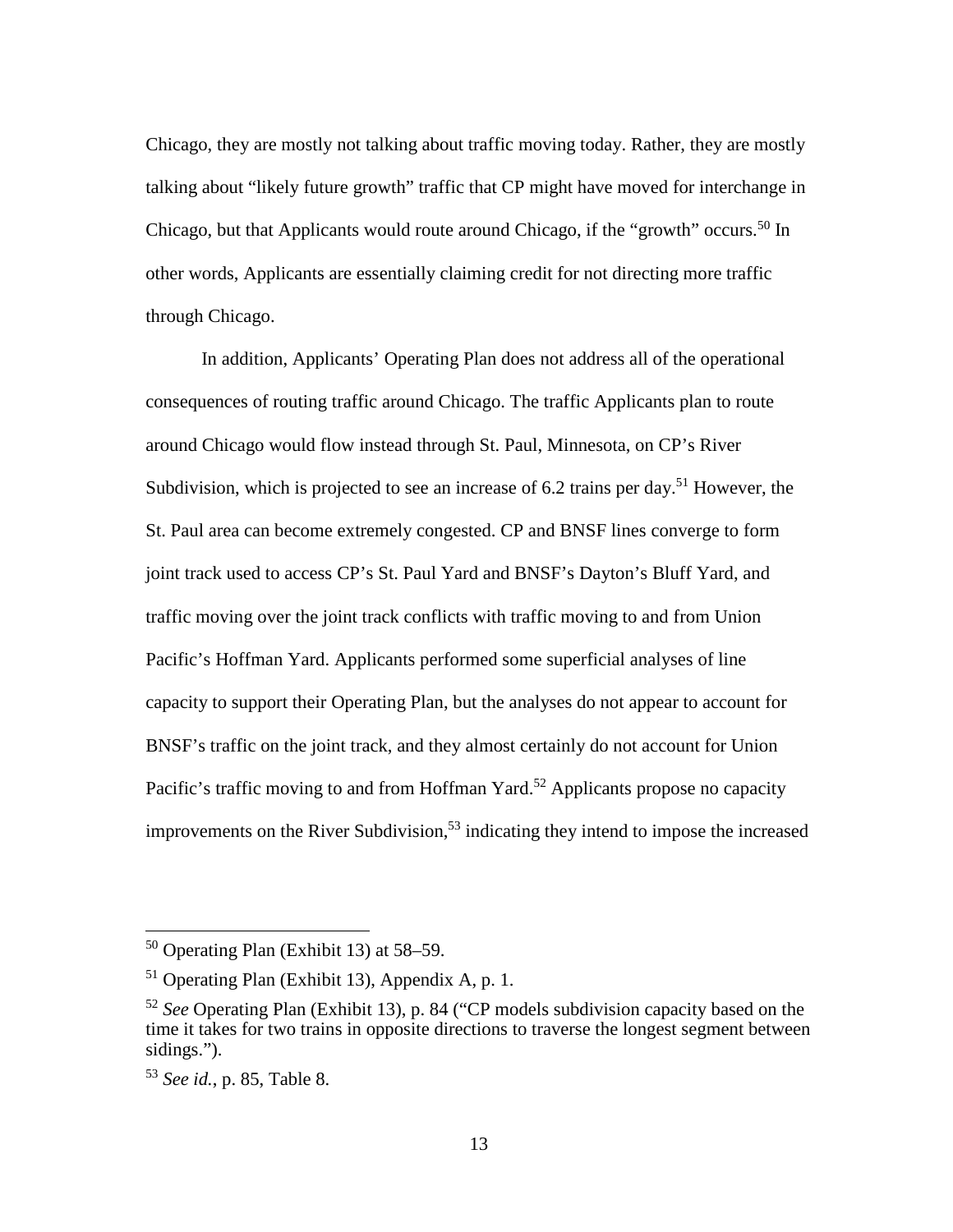Chicago, they are mostly not talking about traffic moving today. Rather, they are mostly talking about "likely future growth" traffic that CP might have moved for interchange in Chicago, but that Applicants would route around Chicago, if the "growth" occurs.[50] In other words, Applicants are essentially claiming credit for not directing more traffic through Chicago.

In addition, Applicants' Operating Plan does not address all of the operational consequences of routing traffic around Chicago. The traffic Applicants plan to route around Chicago would flow instead through St. Paul, Minnesota, on CP's River Subdivision, which is projected to see an increase of 6.2 trains per day.[51] However, the St. Paul area can become extremely congested. CP and BNSF lines converge to form joint track used to access CP's St. Paul Yard and BNSF's Dayton's Bluff Yard, and traffic moving over the joint track conflicts with traffic moving to and from Union Pacific's Hoffman Yard. Applicants performed some superficial analyses of line capacity to support their Operating Plan, but the analyses do not appear to account for BNSF's traffic on the joint track, and they almost certainly do not account for Union Pacific's traffic moving to and from Hoffman Yard.[52] Applicants propose no capacity improvements on the River Subdivision,[53] indicating they intend to impose the increased

---

[50] Operating Plan (Exhibit 13) at 58–59.

[51] Operating Plan (Exhibit 13), Appendix A, p. 1.

[52] *See* Operating Plan (Exhibit 13), p. 84 ("CP models subdivision capacity based on the time it takes for two trains in opposite directions to traverse the longest segment between sidings.").

[53] *See id.*, p. 85, Table 8.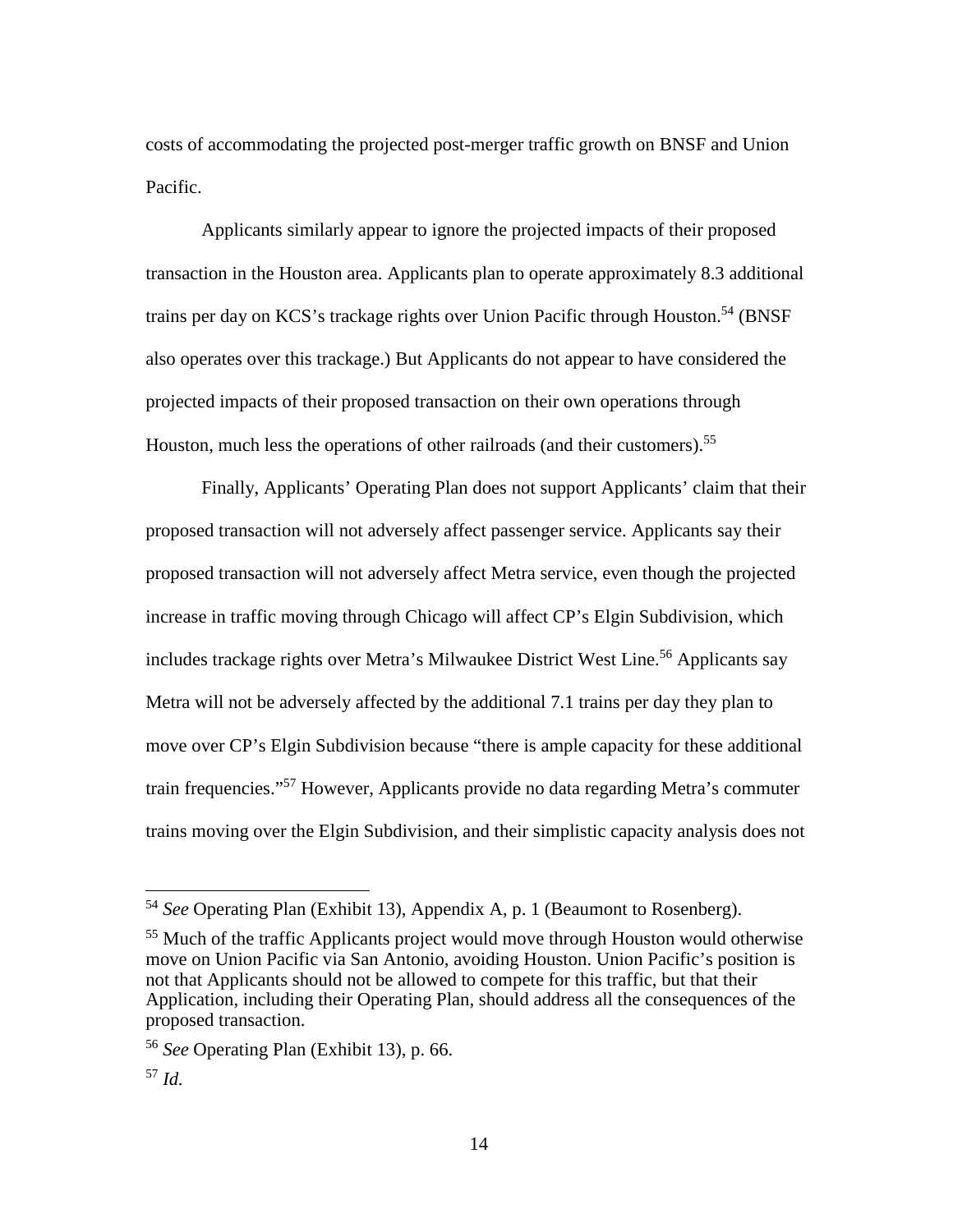costs of accommodating the projected post-merger traffic growth on BNSF and Union Pacific.

Applicants similarly appear to ignore the projected impacts of their proposed transaction in the Houston area. Applicants plan to operate approximately 8.3 additional trains per day on KCS's trackage rights over Union Pacific through Houston.[54] (BNSF also operates over this trackage.) But Applicants do not appear to have considered the projected impacts of their proposed transaction on their own operations through Houston, much less the operations of other railroads (and their customers).[55]

Finally, Applicants' Operating Plan does not support Applicants' claim that their proposed transaction will not adversely affect passenger service. Applicants say their proposed transaction will not adversely affect Metra service, even though the projected increase in traffic moving through Chicago will affect CP's Elgin Subdivision, which includes trackage rights over Metra's Milwaukee District West Line.[56] Applicants say Metra will not be adversely affected by the additional 7.1 trains per day they plan to move over CP's Elgin Subdivision because "there is ample capacity for these additional train frequencies."[57] However, Applicants provide no data regarding Metra's commuter trains moving over the Elgin Subdivision, and their simplistic capacity analysis does not

---

[54] *See* Operating Plan (Exhibit 13), Appendix A, p. 1 (Beaumont to Rosenberg).

[55] Much of the traffic Applicants project would move through Houston would otherwise move on Union Pacific via San Antonio, avoiding Houston. Union Pacific's position is not that Applicants should not be allowed to compete for this traffic, but that their Application, including their Operating Plan, should address all the consequences of the proposed transaction.

[56] *See* Operating Plan (Exhibit 13), p. 66.

[57] *Id.*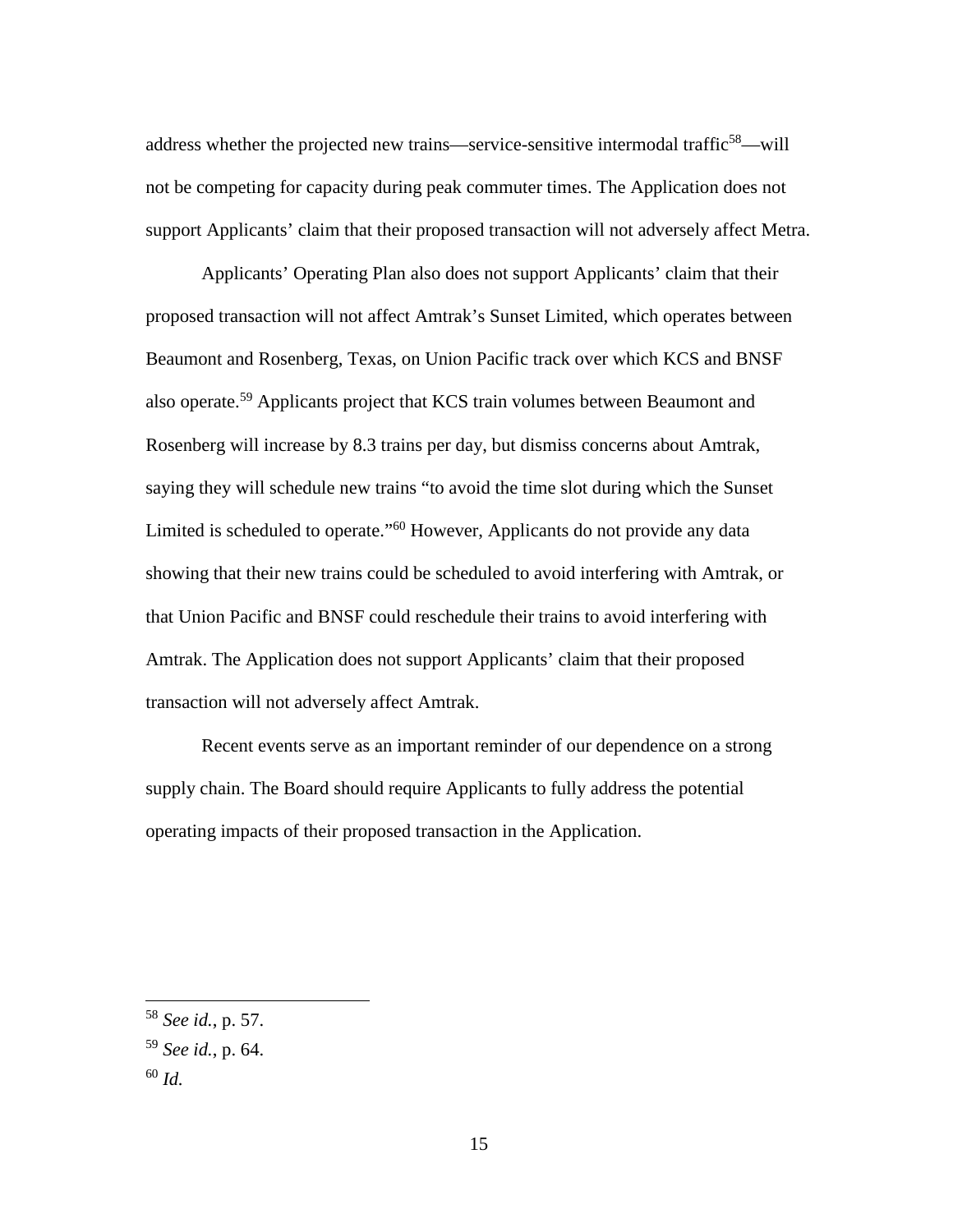address whether the projected new trains—service-sensitive intermodal traffic[58]—will not be competing for capacity during peak commuter times. The Application does not support Applicants' claim that their proposed transaction will not adversely affect Metra.

Applicants' Operating Plan also does not support Applicants' claim that their proposed transaction will not affect Amtrak's Sunset Limited, which operates between Beaumont and Rosenberg, Texas, on Union Pacific track over which KCS and BNSF also operate.[59] Applicants project that KCS train volumes between Beaumont and Rosenberg will increase by 8.3 trains per day, but dismiss concerns about Amtrak, saying they will schedule new trains "to avoid the time slot during which the Sunset Limited is scheduled to operate."[60] However, Applicants do not provide any data showing that their new trains could be scheduled to avoid interfering with Amtrak, or that Union Pacific and BNSF could reschedule their trains to avoid interfering with Amtrak. The Application does not support Applicants' claim that their proposed transaction will not adversely affect Amtrak.

Recent events serve as an important reminder of our dependence on a strong supply chain. The Board should require Applicants to fully address the potential operating impacts of their proposed transaction in the Application.

---

[58] *See id.*, p. 57.

[59] *See id.*, p. 64.

[60] *Id.*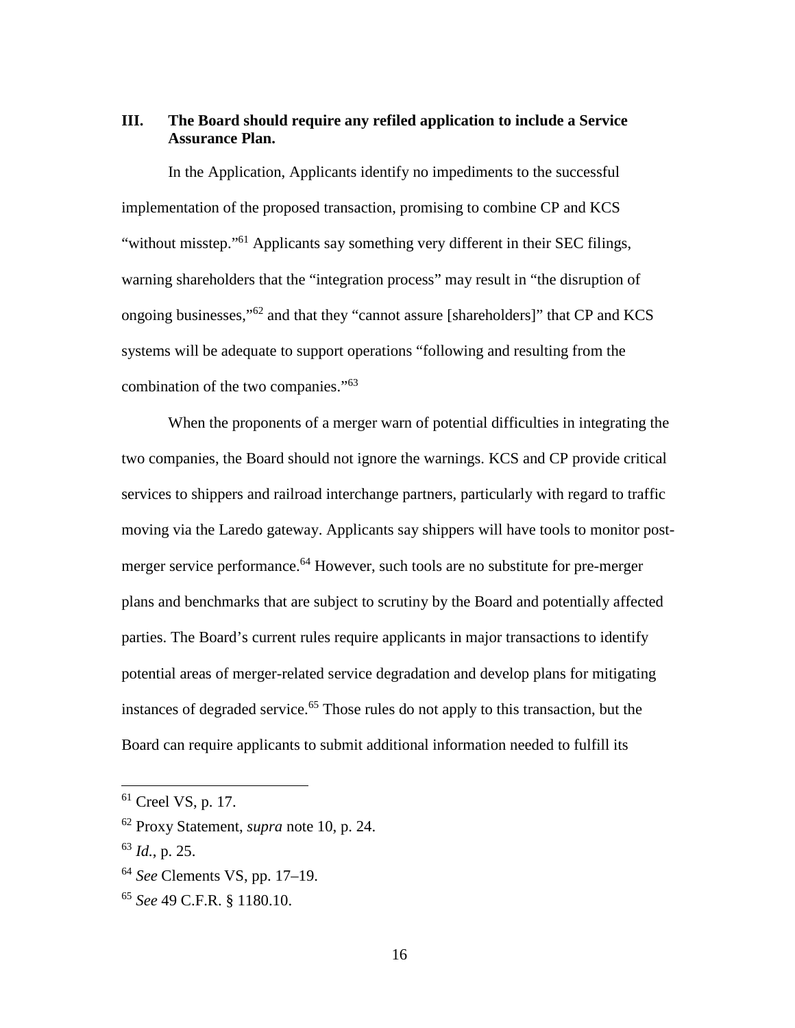## III. The Board should require any refiled application to include a Service Assurance Plan.

In the Application, Applicants identify no impediments to the successful implementation of the proposed transaction, promising to combine CP and KCS "without misstep."[61] Applicants say something very different in their SEC filings, warning shareholders that the "integration process" may result in "the disruption of ongoing businesses,"[62] and that they "cannot assure [shareholders]" that CP and KCS systems will be adequate to support operations "following and resulting from the combination of the two companies."[63]

When the proponents of a merger warn of potential difficulties in integrating the two companies, the Board should not ignore the warnings. KCS and CP provide critical services to shippers and railroad interchange partners, particularly with regard to traffic moving via the Laredo gateway. Applicants say shippers will have tools to monitor post-merger service performance.[64] However, such tools are no substitute for pre-merger plans and benchmarks that are subject to scrutiny by the Board and potentially affected parties. The Board's current rules require applicants in major transactions to identify potential areas of merger-related service degradation and develop plans for mitigating instances of degraded service.[65] Those rules do not apply to this transaction, but the Board can require applicants to submit additional information needed to fulfill its

---

[61] Creel VS, p. 17.

[62] Proxy Statement, *supra* note 10, p. 24.

[63] *Id.*, p. 25.

[64] *See* Clements VS, pp. 17–19.

[65] *See* 49 C.F.R. § 1180.10.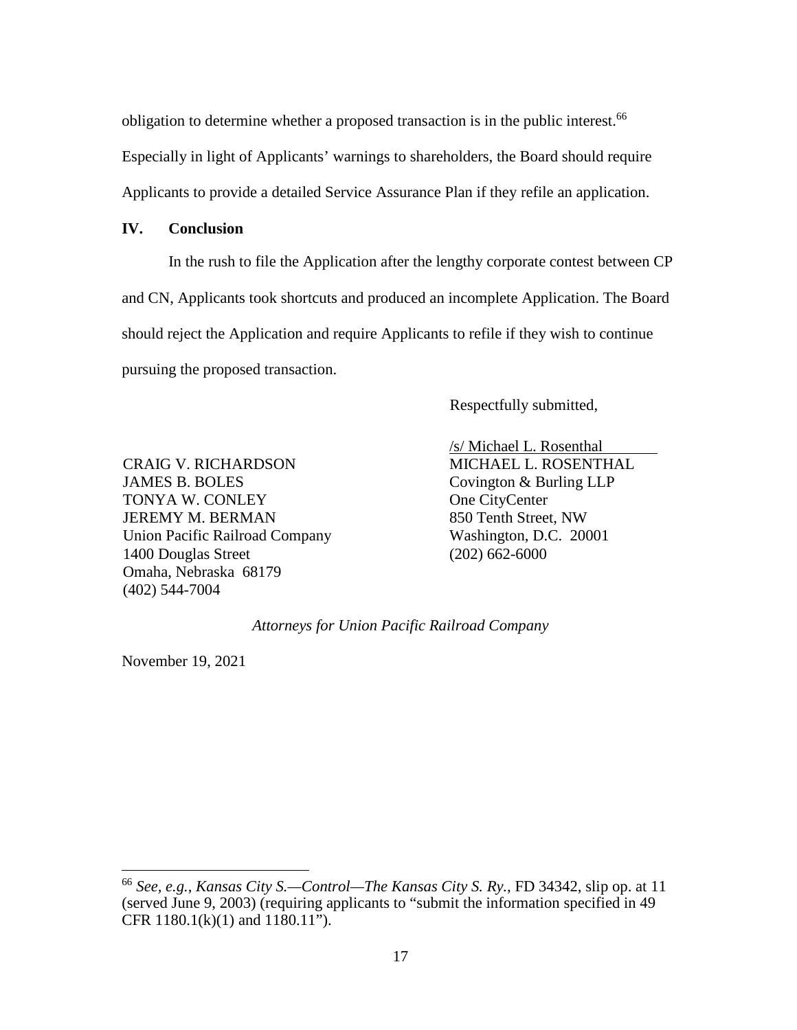obligation to determine whether a proposed transaction is in the public interest.[66] Especially in light of Applicants' warnings to shareholders, the Board should require Applicants to provide a detailed Service Assurance Plan if they refile an application.

## IV. Conclusion

In the rush to file the Application after the lengthy corporate contest between CP and CN, Applicants took shortcuts and produced an incomplete Application. The Board should reject the Application and require Applicants to refile if they wish to continue pursuing the proposed transaction.

Respectfully submitted,

/s/ Michael L. Rosenthal
MICHAEL L. ROSENTHAL
Covington & Burling LLP
One CityCenter
850 Tenth Street, NW
Washington, D.C. 20001
(202) 662-6000

CRAIG V. RICHARDSON
JAMES B. BOLES
TONYA W. CONLEY
JEREMY M. BERMAN
Union Pacific Railroad Company
1400 Douglas Street
Omaha, Nebraska 68179
(402) 544-7004

*Attorneys for Union Pacific Railroad Company*

November 19, 2021

---

[66] *See, e.g.*, *Kansas City S.—Control—The Kansas City S. Ry.*, FD 34342, slip op. at 11 (served June 9, 2003) (requiring applicants to "submit the information specified in 49 CFR 1180.1(k)(1) and 1180.11").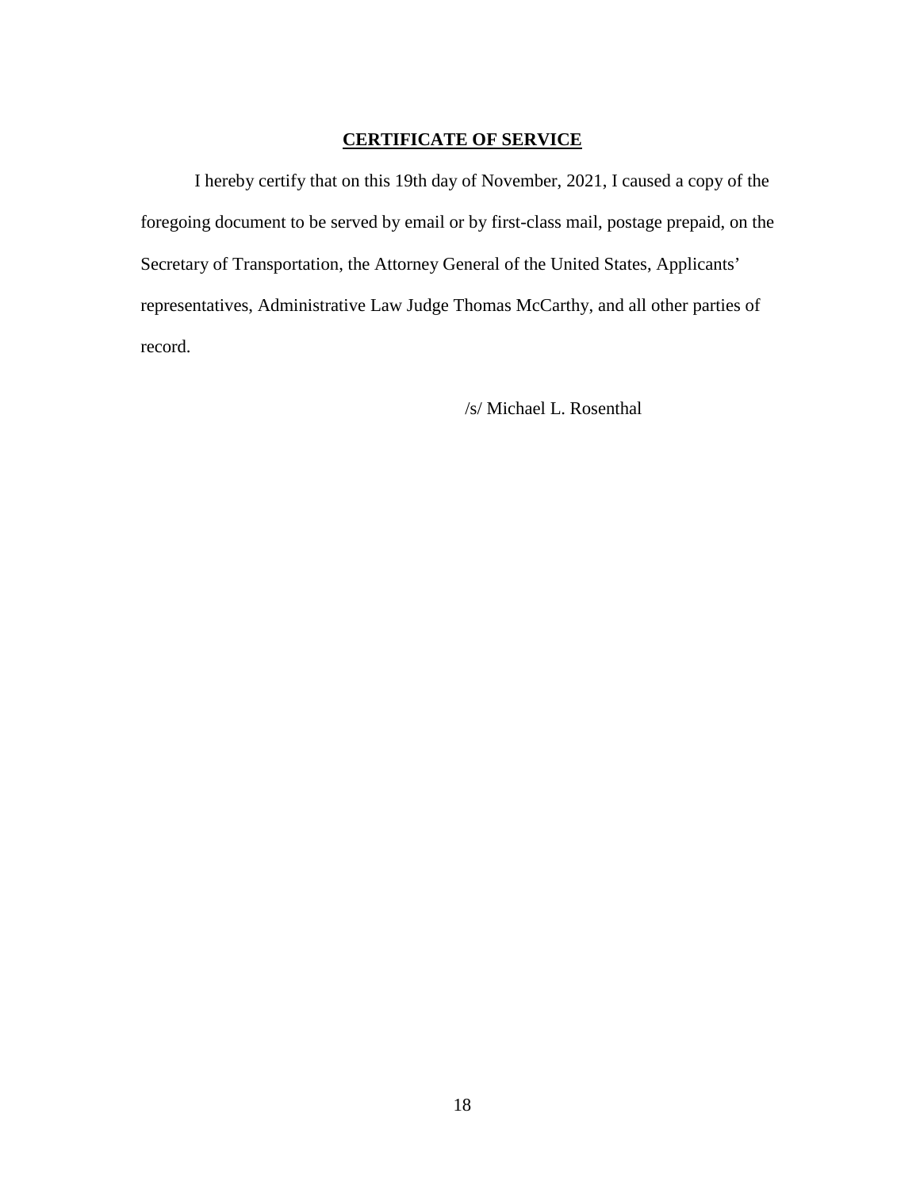# **CERTIFICATE OF SERVICE**

I hereby certify that on this 19th day of November, 2021, I caused a copy of the foregoing document to be served by email or by first-class mail, postage prepaid, on the Secretary of Transportation, the Attorney General of the United States, Applicants' representatives, Administrative Law Judge Thomas McCarthy, and all other parties of record.

/s/ Michael L. Rosenthal